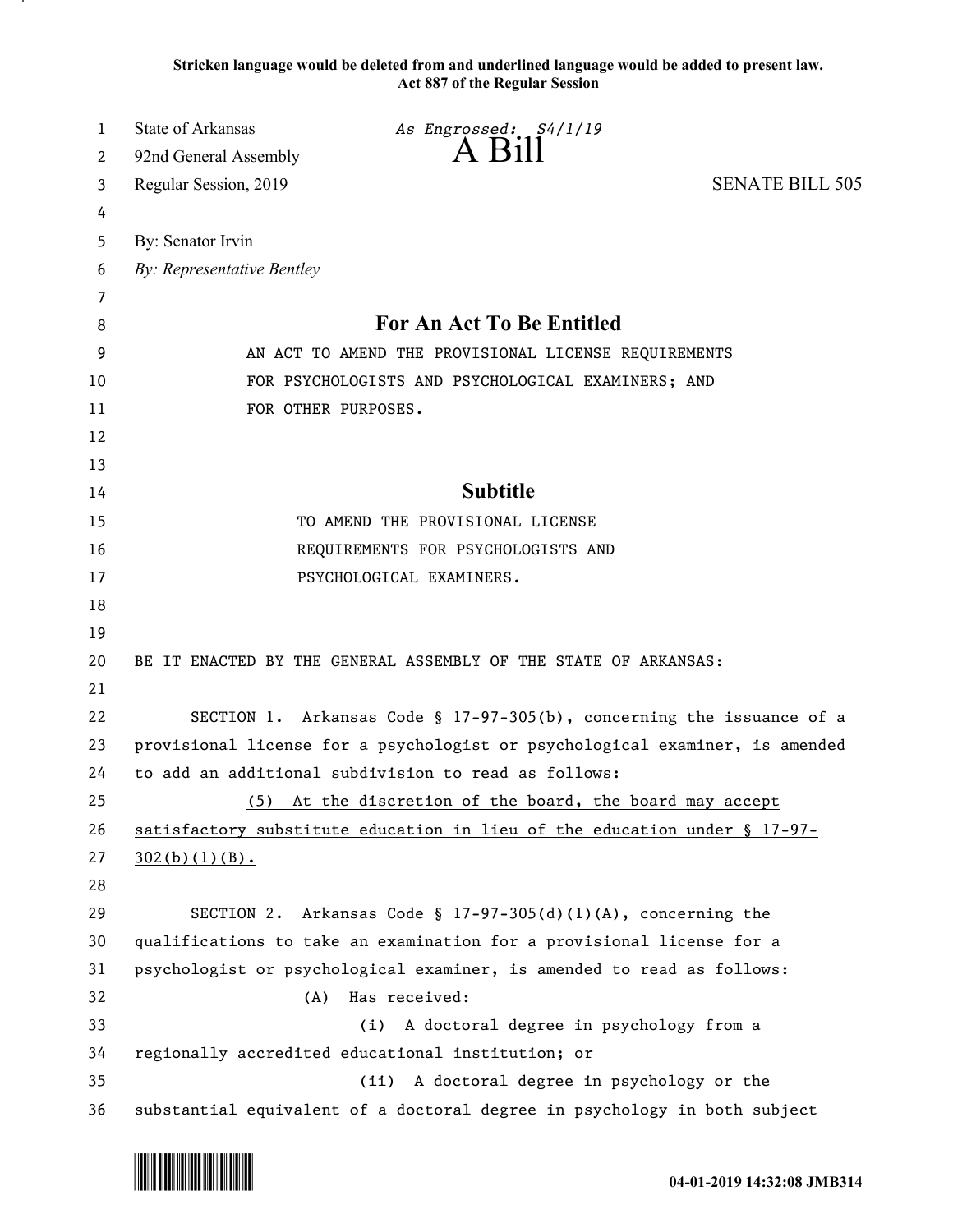**Stricken language would be deleted from and underlined language would be added to present law.**
**Act 887 of the Regular Session**

State of Arkansas *As Engrossed: S4/1/19*
92nd General Assembly A Bill
Regular Session, 2019 SENATE BILL 505

By: Senator Irvin
*By: Representative Bentley*

# For An Act To Be Entitled

AN ACT TO AMEND THE PROVISIONAL LICENSE REQUIREMENTS FOR PSYCHOLOGISTS AND PSYCHOLOGICAL EXAMINERS; AND FOR OTHER PURPOSES.

## Subtitle

TO AMEND THE PROVISIONAL LICENSE REQUIREMENTS FOR PSYCHOLOGISTS AND PSYCHOLOGICAL EXAMINERS.

BE IT ENACTED BY THE GENERAL ASSEMBLY OF THE STATE OF ARKANSAS:

SECTION 1. Arkansas Code § 17-97-305(b), concerning the issuance of a provisional license for a psychologist or psychological examiner, is amended to add an additional subdivision to read as follows:

<u>(5) At the discretion of the board, the board may accept satisfactory substitute education in lieu of the education under § 17-97-302(b)(1)(B).</u>

SECTION 2. Arkansas Code § 17-97-305(d)(1)(A), concerning the qualifications to take an examination for a provisional license for a psychologist or psychological examiner, is amended to read as follows:

(A) Has received:

(i) A doctoral degree in psychology from a regionally accredited educational institution; ~~or~~

(ii) A doctoral degree in psychology or the substantial equivalent of a doctoral degree in psychology in both subject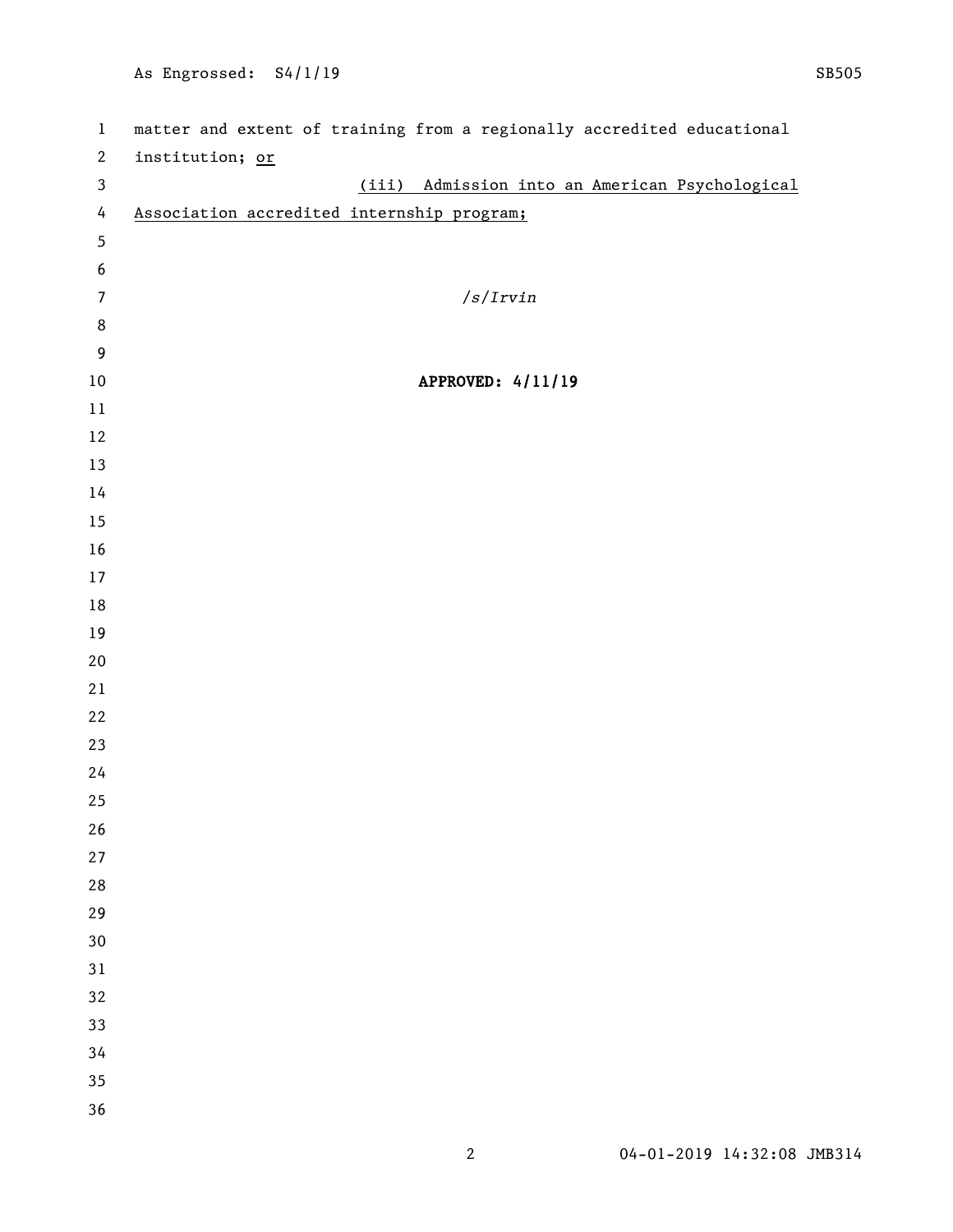matter and extent of training from a regionally accredited educational institution; <u>or</u>

<u>(iii) Admission into an American Psychological Association accredited internship program;</u>

*/s/Irvin*

**APPROVED: 4/11/19**